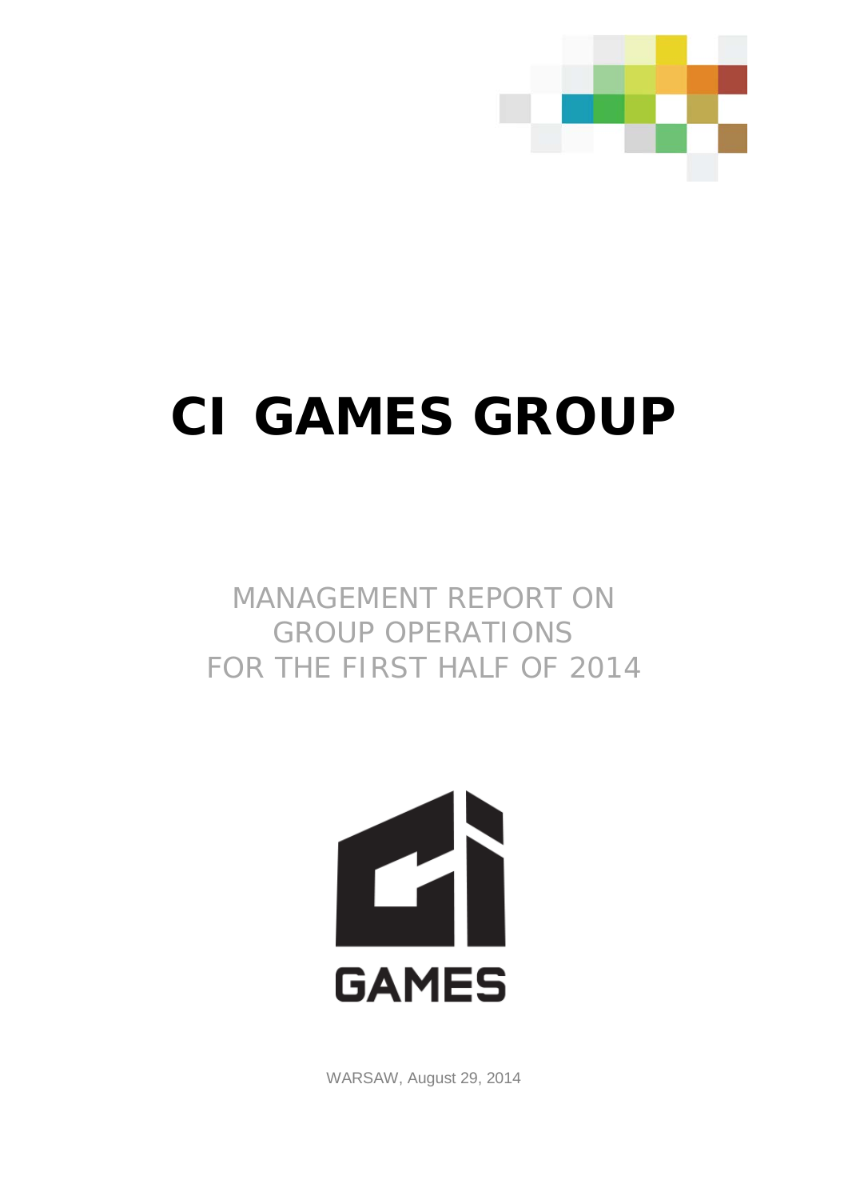# CI GAMES GROUP

MANAGEMENT REPORT ON
GROUP OPERATIONS
FOR THE FIRST HALF OF 2014

GAMES

WARSAW, August 29, 2014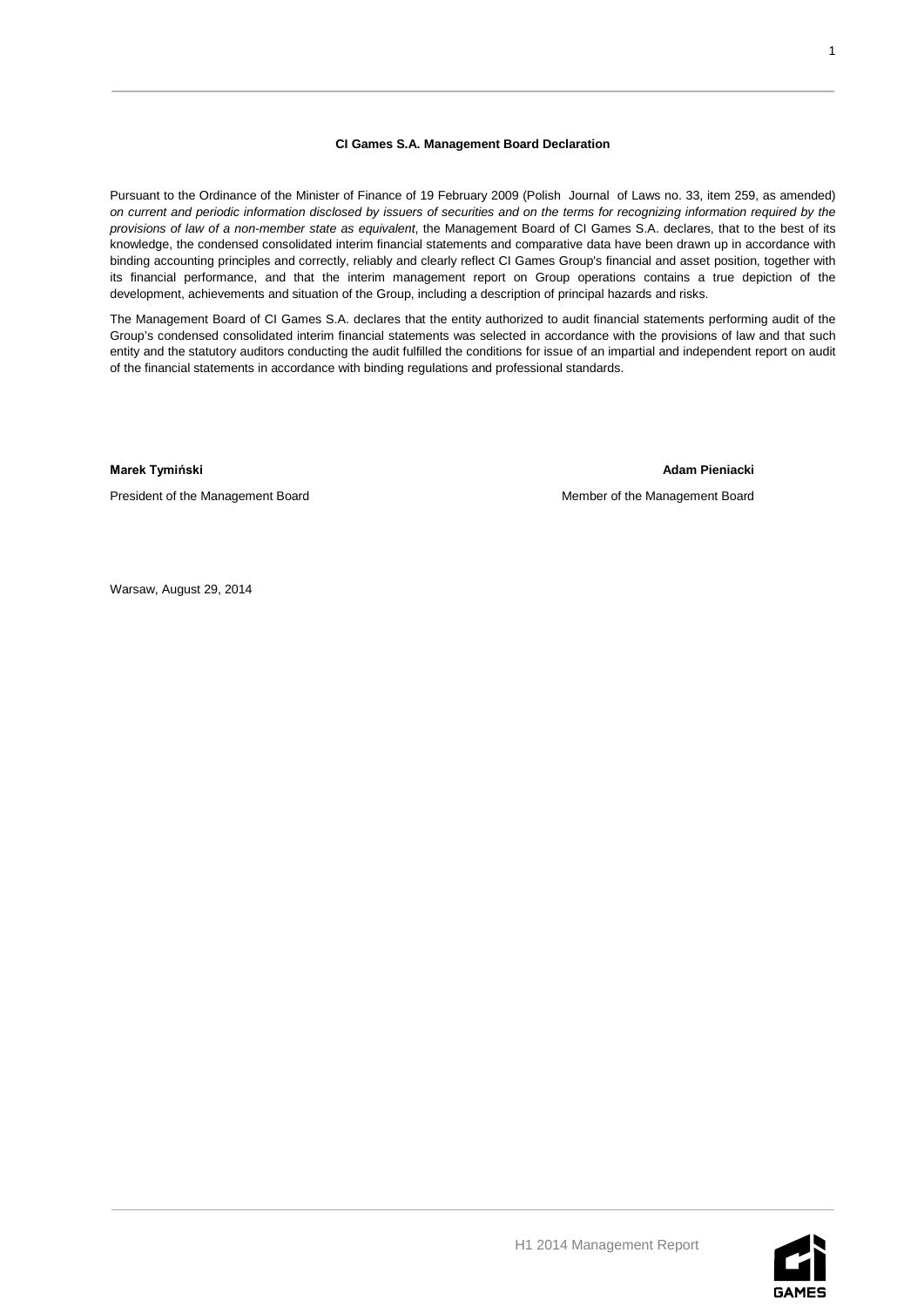**CI Games S.A. Management Board Declaration**

Pursuant to the Ordinance of the Minister of Finance of 19 February 2009 (Polish Journal of Laws no. 33, item 259, as amended) *on current and periodic information disclosed by issuers of securities and on the terms for recognizing information required by the provisions of law of a non-member state as equivalent*, the Management Board of CI Games S.A. declares, that to the best of its knowledge, the condensed consolidated interim financial statements and comparative data have been drawn up in accordance with binding accounting principles and correctly, reliably and clearly reflect CI Games Group's financial and asset position, together with its financial performance, and that the interim management report on Group operations contains a true depiction of the development, achievements and situation of the Group, including a description of principal hazards and risks.

The Management Board of CI Games S.A. declares that the entity authorized to audit financial statements performing audit of the Group's condensed consolidated interim financial statements was selected in accordance with the provisions of law and that such entity and the statutory auditors conducting the audit fulfilled the conditions for issue of an impartial and independent report on audit of the financial statements in accordance with binding regulations and professional standards.

**Marek Tymiński**

President of the Management Board

**Adam Pieniacki**

Member of the Management Board

Warsaw, August 29, 2014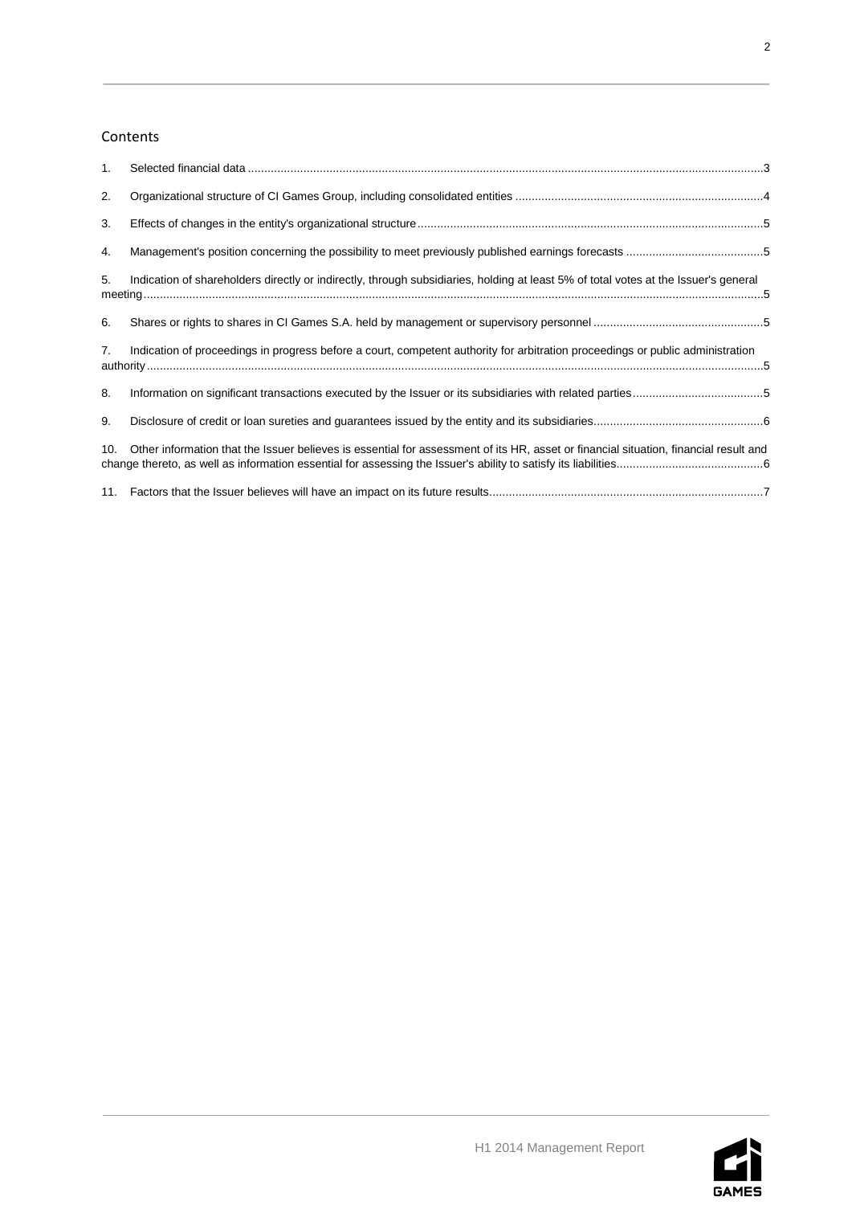## Contents

1. Selected financial data ............................................................................................................................................................3
2. Organizational structure of CI Games Group, including consolidated entities ...........................................................................4
3. Effects of changes in the entity's organizational structure.........................................................................................................5
4. Management's position concerning the possibility to meet previously published earnings forecasts ..........................................5
5. Indication of shareholders directly or indirectly, through subsidiaries, holding at least 5% of total votes at the Issuer's general meeting.....................................................................................................................................................................................5
6. Shares or rights to shares in CI Games S.A. held by management or supervisory personnel ...................................................5
7. Indication of proceedings in progress before a court, competent authority for arbitration proceedings or public administration authority...................................................................................................................................................................................5
8. Information on significant transactions executed by the Issuer or its subsidiaries with related parties........................................5
9. Disclosure of credit or loan sureties and guarantees issued by the entity and its subsidiaries...................................................6
10. Other information that the Issuer believes is essential for assessment of its HR, asset or financial situation, financial result and change thereto, as well as information essential for assessing the Issuer's ability to satisfy its liabilities............................................6
11. Factors that the Issuer believes will have an impact on its future results...................................................................................7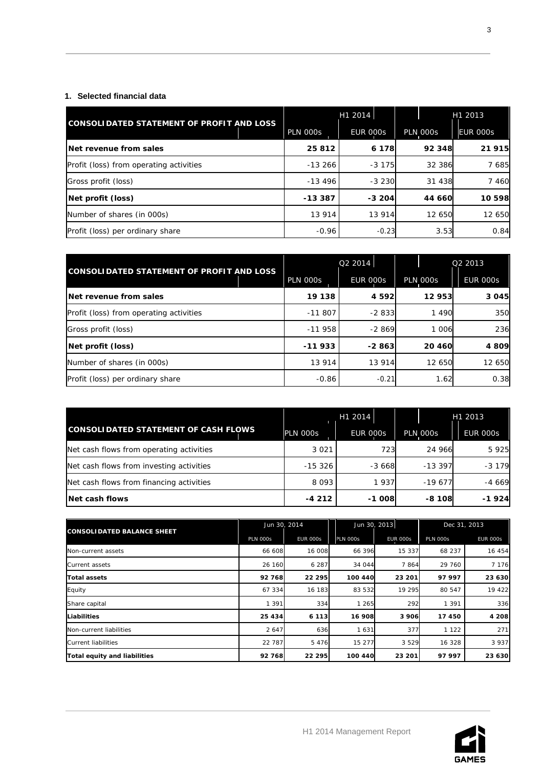## 1. Selected financial data

| CONSOLIDATED STATEMENT OF PROFIT AND LOSS | H1 2014 | | H1 2013 | |
|---|---|---|---|---|
| | PLN 000s | EUR 000s | PLN 000s | EUR 000s |
| **Net revenue from sales** | **25 812** | **6 178** | **92 348** | **21 915** |
| Profit (loss) from operating activities | -13 266 | -3 175 | 32 386 | 7 685 |
| Gross profit (loss) | -13 496 | -3 230 | 31 438 | 7 460 |
| **Net profit (loss)** | **-13 387** | **-3 204** | **44 660** | **10 598** |
| Number of shares (in 000s) | 13 914 | 13 914 | 12 650 | 12 650 |
| Profit (loss) per ordinary share | -0.96 | -0.23 | 3.53 | 0.84 |

| CONSOLIDATED STATEMENT OF PROFIT AND LOSS | Q2 2014 | | Q2 2013 | |
|---|---|---|---|---|
| | PLN 000s | EUR 000s | PLN 000s | EUR 000s |
| **Net revenue from sales** | **19 138** | **4 592** | **12 953** | **3 045** |
| Profit (loss) from operating activities | -11 807 | -2 833 | 1 490 | 350 |
| Gross profit (loss) | -11 958 | -2 869 | 1 006 | 236 |
| **Net profit (loss)** | **-11 933** | **-2 863** | **20 460** | **4 809** |
| Number of shares (in 000s) | 13 914 | 13 914 | 12 650 | 12 650 |
| Profit (loss) per ordinary share | -0.86 | -0.21 | 1.62 | 0.38 |

| CONSOLIDATED STATEMENT OF CASH FLOWS | H1 2014 | | H1 2013 | |
|---|---|---|---|---|
| | PLN 000s | EUR 000s | PLN 000s | EUR 000s |
| Net cash flows from operating activities | 3 021 | 723 | 24 966 | 5 925 |
| Net cash flows from investing activities | -15 326 | -3 668 | -13 397 | -3 179 |
| Net cash flows from financing activities | 8 093 | 1 937 | -19 677 | -4 669 |
| **Net cash flows** | **-4 212** | **-1 008** | **-8 108** | **-1 924** |

| CONSOLIDATED BALANCE SHEET | Jun 30, 2014 | | Jun 30, 2013 | | Dec 31, 2013 | |
|---|---|---|---|---|---|---|
| | PLN 000s | EUR 000s | PLN 000s | EUR 000s | PLN 000s | EUR 000s |
| Non-current assets | 66 608 | 16 008 | 66 396 | 15 337 | 68 237 | 16 454 |
| Current assets | 26 160 | 6 287 | 34 044 | 7 864 | 29 760 | 7 176 |
| **Total assets** | **92 768** | **22 295** | **100 440** | **23 201** | **97 997** | **23 630** |
| Equity | 67 334 | 16 183 | 83 532 | 19 295 | 80 547 | 19 422 |
| Share capital | 1 391 | 334 | 1 265 | 292 | 1 391 | 336 |
| **Liabilities** | **25 434** | **6 113** | **16 908** | **3 906** | **17 450** | **4 208** |
| Non-current liabilities | 2 647 | 636 | 1 631 | 377 | 1 122 | 271 |
| Current liabilities | 22 787 | 5 476 | 15 277 | 3 529 | 16 328 | 3 937 |
| **Total equity and liabilities** | **92 768** | **22 295** | **100 440** | **23 201** | **97 997** | **23 630** |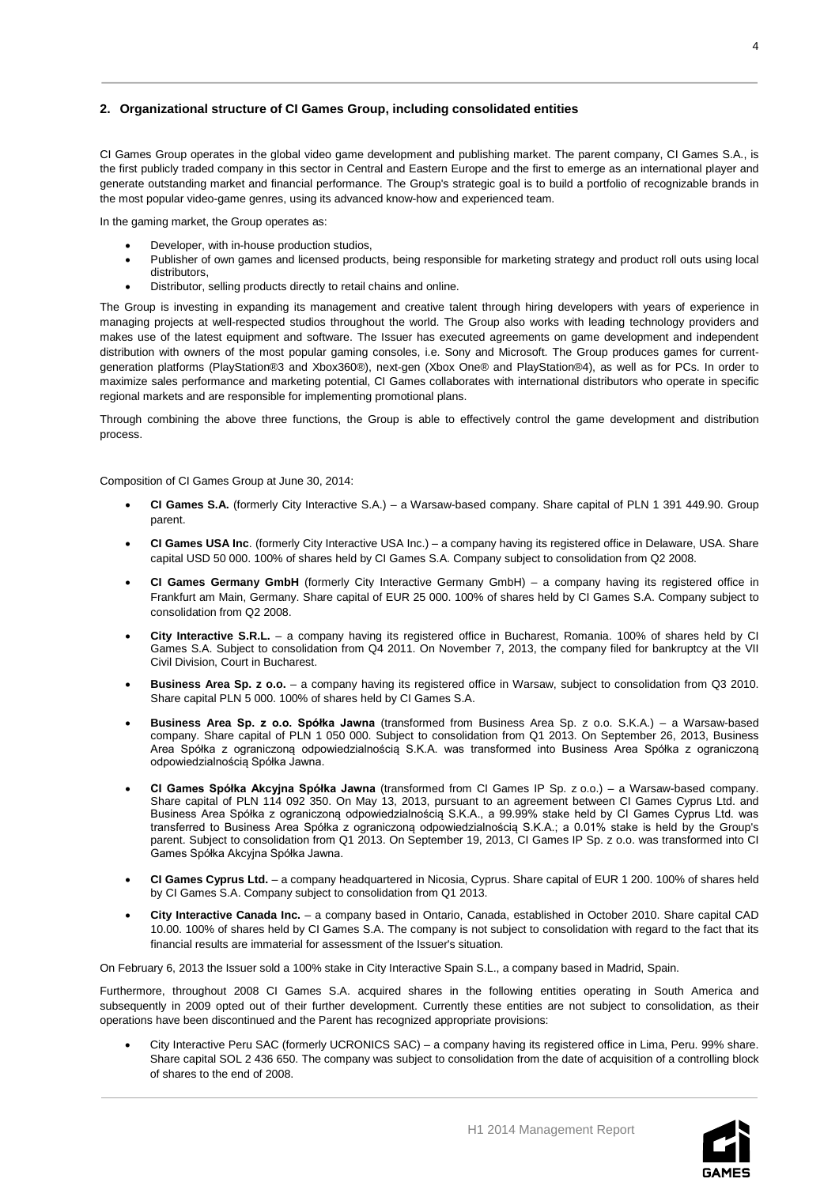## 2. Organizational structure of CI Games Group, including consolidated entities

CI Games Group operates in the global video game development and publishing market. The parent company, CI Games S.A., is the first publicly traded company in this sector in Central and Eastern Europe and the first to emerge as an international player and generate outstanding market and financial performance. The Group's strategic goal is to build a portfolio of recognizable brands in the most popular video-game genres, using its advanced know-how and experienced team.

In the gaming market, the Group operates as:

- Developer, with in-house production studios,
- Publisher of own games and licensed products, being responsible for marketing strategy and product roll outs using local distributors,
- Distributor, selling products directly to retail chains and online.

The Group is investing in expanding its management and creative talent through hiring developers with years of experience in managing projects at well-respected studios throughout the world. The Group also works with leading technology providers and makes use of the latest equipment and software. The Issuer has executed agreements on game development and independent distribution with owners of the most popular gaming consoles, i.e. Sony and Microsoft. The Group produces games for current-generation platforms (PlayStation®3 and Xbox360®), next-gen (Xbox One® and PlayStation®4), as well as for PCs. In order to maximize sales performance and marketing potential, CI Games collaborates with international distributors who operate in specific regional markets and are responsible for implementing promotional plans.

Through combining the above three functions, the Group is able to effectively control the game development and distribution process.

Composition of CI Games Group at June 30, 2014:

- **CI Games S.A.** (formerly City Interactive S.A.) – a Warsaw-based company. Share capital of PLN 1 391 449.90. Group parent.
- **CI Games USA Inc**. (formerly City Interactive USA Inc.) – a company having its registered office in Delaware, USA. Share capital USD 50 000. 100% of shares held by CI Games S.A. Company subject to consolidation from Q2 2008.
- **CI Games Germany GmbH** (formerly City Interactive Germany GmbH) – a company having its registered office in Frankfurt am Main, Germany. Share capital of EUR 25 000. 100% of shares held by CI Games S.A. Company subject to consolidation from Q2 2008.
- **City Interactive S.R.L.** – a company having its registered office in Bucharest, Romania. 100% of shares held by CI Games S.A. Subject to consolidation from Q4 2011. On November 7, 2013, the company filed for bankruptcy at the VII Civil Division, Court in Bucharest.
- **Business Area Sp. z o.o.** – a company having its registered office in Warsaw, subject to consolidation from Q3 2010. Share capital PLN 5 000. 100% of shares held by CI Games S.A.
- **Business Area Sp. z o.o. Spółka Jawna** (transformed from Business Area Sp. z o.o. S.K.A.) – a Warsaw-based company. Share capital of PLN 1 050 000. Subject to consolidation from Q1 2013. On September 26, 2013, Business Area Spółka z ograniczoną odpowiedzialnością S.K.A. was transformed into Business Area Spółka z ograniczoną odpowiedzialnością Spółka Jawna.
- **CI Games Spółka Akcyjna Spółka Jawna** (transformed from CI Games IP Sp. z o.o.) – a Warsaw-based company. Share capital of PLN 114 092 350. On May 13, 2013, pursuant to an agreement between CI Games Cyprus Ltd. and Business Area Spółka z ograniczoną odpowiedzialnością S.K.A., a 99.99% stake held by CI Games Cyprus Ltd. was transferred to Business Area Spółka z ograniczoną odpowiedzialnością S.K.A.; a 0.01% stake is held by the Group's parent. Subject to consolidation from Q1 2013. On September 19, 2013, CI Games IP Sp. z o.o. was transformed into CI Games Spółka Akcyjna Spółka Jawna.
- **CI Games Cyprus Ltd.** – a company headquartered in Nicosia, Cyprus. Share capital of EUR 1 200. 100% of shares held by CI Games S.A. Company subject to consolidation from Q1 2013.
- **City Interactive Canada Inc.** – a company based in Ontario, Canada, established in October 2010. Share capital CAD 10.00. 100% of shares held by CI Games S.A. The company is not subject to consolidation with regard to the fact that its financial results are immaterial for assessment of the Issuer's situation.

On February 6, 2013 the Issuer sold a 100% stake in City Interactive Spain S.L., a company based in Madrid, Spain.

Furthermore, throughout 2008 CI Games S.A. acquired shares in the following entities operating in South America and subsequently in 2009 opted out of their further development. Currently these entities are not subject to consolidation, as their operations have been discontinued and the Parent has recognized appropriate provisions:

- City Interactive Peru SAC (formerly UCRONICS SAC) – a company having its registered office in Lima, Peru. 99% share. Share capital SOL 2 436 650. The company was subject to consolidation from the date of acquisition of a controlling block of shares to the end of 2008.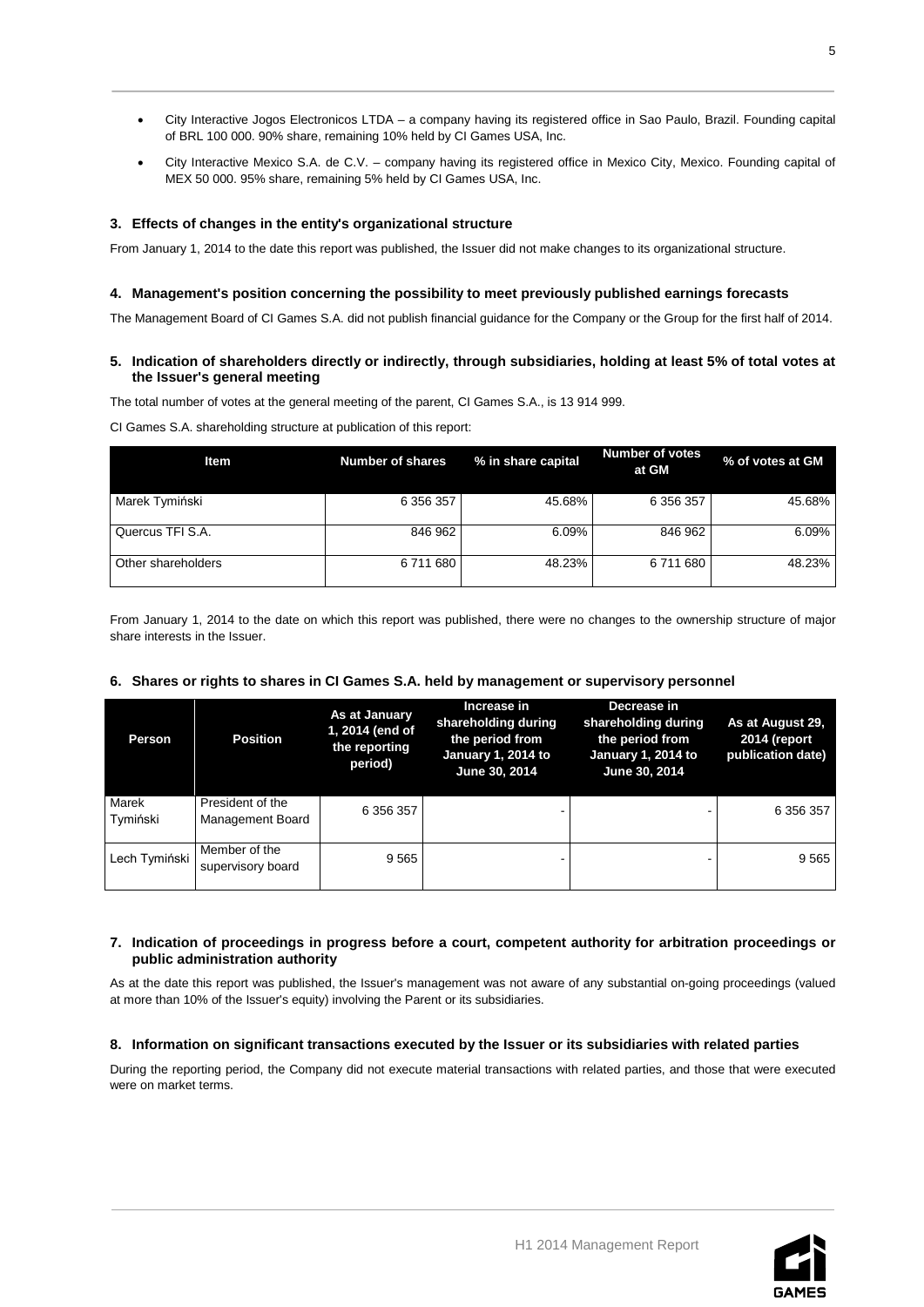- City Interactive Jogos Electronicos LTDA – a company having its registered office in Sao Paulo, Brazil. Founding capital of BRL 100 000. 90% share, remaining 10% held by CI Games USA, Inc.
- City Interactive Mexico S.A. de C.V. – company having its registered office in Mexico City, Mexico. Founding capital of MEX 50 000. 95% share, remaining 5% held by CI Games USA, Inc.

### 3. Effects of changes in the entity's organizational structure

From January 1, 2014 to the date this report was published, the Issuer did not make changes to its organizational structure.

### 4. Management's position concerning the possibility to meet previously published earnings forecasts

The Management Board of CI Games S.A. did not publish financial guidance for the Company or the Group for the first half of 2014.

### 5. Indication of shareholders directly or indirectly, through subsidiaries, holding at least 5% of total votes at the Issuer's general meeting

The total number of votes at the general meeting of the parent, CI Games S.A., is 13 914 999.

CI Games S.A. shareholding structure at publication of this report:

| Item | Number of shares | % in share capital | Number of votes at GM | % of votes at GM |
|---|---|---|---|---|
| Marek Tymiński | 6 356 357 | 45.68% | 6 356 357 | 45.68% |
| Quercus TFI S.A. | 846 962 | 6.09% | 846 962 | 6.09% |
| Other shareholders | 6 711 680 | 48.23% | 6 711 680 | 48.23% |

From January 1, 2014 to the date on which this report was published, there were no changes to the ownership structure of major share interests in the Issuer.

### 6. Shares or rights to shares in CI Games S.A. held by management or supervisory personnel

| Person | Position | As at January 1, 2014 (end of the reporting period) | Increase in shareholding during the period from January 1, 2014 to June 30, 2014 | Decrease in shareholding during the period from January 1, 2014 to June 30, 2014 | As at August 29, 2014 (report publication date) |
|---|---|---|---|---|---|
| Marek Tymiński | President of the Management Board | 6 356 357 | - | - | 6 356 357 |
| Lech Tymiński | Member of the supervisory board | 9 565 | - | - | 9 565 |

### 7. Indication of proceedings in progress before a court, competent authority for arbitration proceedings or public administration authority

As at the date this report was published, the Issuer's management was not aware of any substantial on-going proceedings (valued at more than 10% of the Issuer's equity) involving the Parent or its subsidiaries.

### 8. Information on significant transactions executed by the Issuer or its subsidiaries with related parties

During the reporting period, the Company did not execute material transactions with related parties, and those that were executed were on market terms.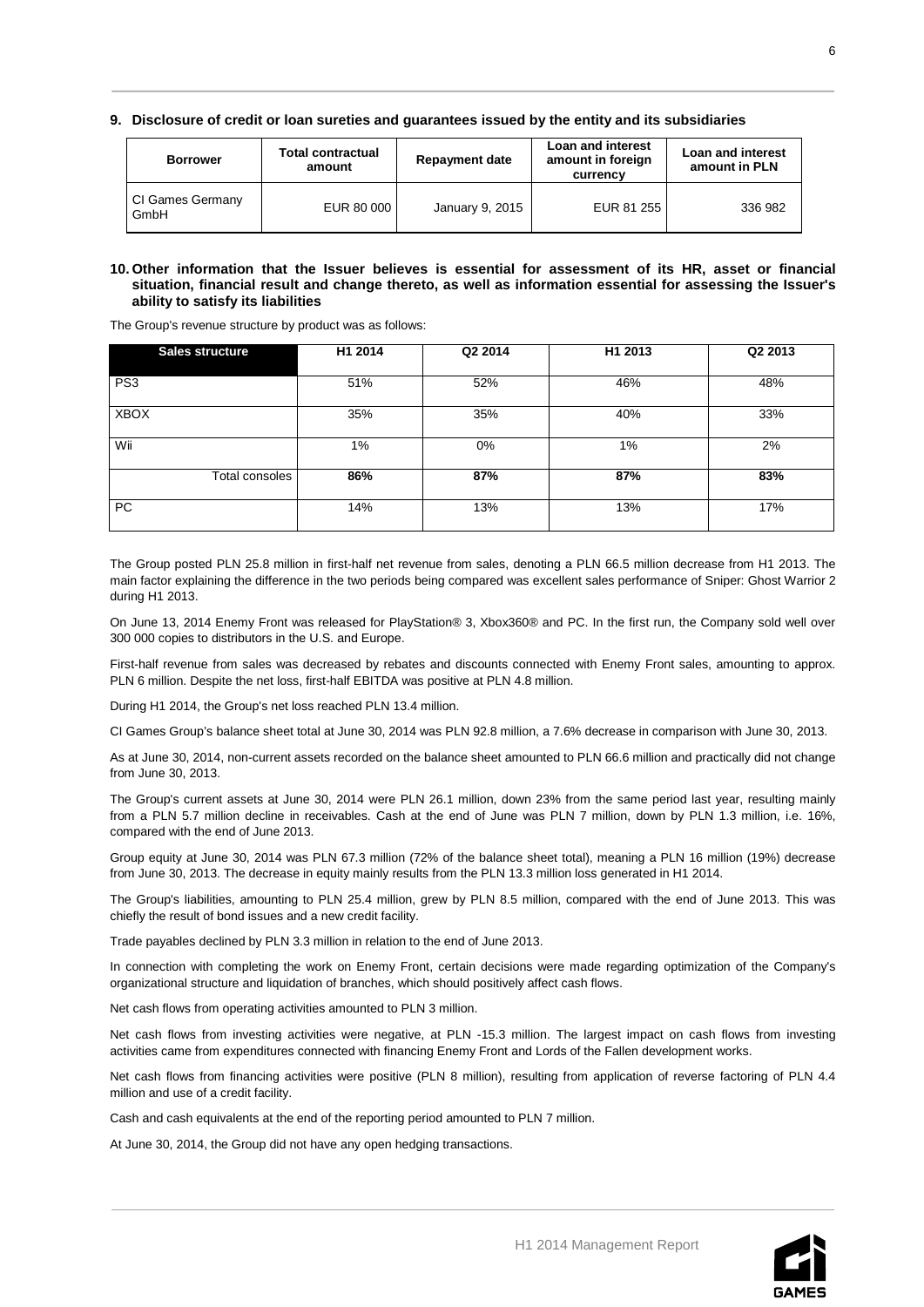## 9. Disclosure of credit or loan sureties and guarantees issued by the entity and its subsidiaries

| Borrower | Total contractual amount | Repayment date | Loan and interest amount in foreign currency | Loan and interest amount in PLN |
|---|---|---|---|---|
| CI Games Germany GmbH | EUR 80 000 | January 9, 2015 | EUR 81 255 | 336 982 |

## 10. Other information that the Issuer believes is essential for assessment of its HR, asset or financial situation, financial result and change thereto, as well as information essential for assessing the Issuer's ability to satisfy its liabilities

The Group's revenue structure by product was as follows:

| Sales structure | H1 2014 | Q2 2014 | H1 2013 | Q2 2013 |
|---|---|---|---|---|
| PS3 | 51% | 52% | 46% | 48% |
| XBOX | 35% | 35% | 40% | 33% |
| Wii | 1% | 0% | 1% | 2% |
| Total consoles | **86%** | **87%** | **87%** | **83%** |
| PC | 14% | 13% | 13% | 17% |

The Group posted PLN 25.8 million in first-half net revenue from sales, denoting a PLN 66.5 million decrease from H1 2013. The main factor explaining the difference in the two periods being compared was excellent sales performance of Sniper: Ghost Warrior 2 during H1 2013.

On June 13, 2014 Enemy Front was released for PlayStation® 3, Xbox360® and PC. In the first run, the Company sold well over 300 000 copies to distributors in the U.S. and Europe.

First-half revenue from sales was decreased by rebates and discounts connected with Enemy Front sales, amounting to approx. PLN 6 million. Despite the net loss, first-half EBITDA was positive at PLN 4.8 million.

During H1 2014, the Group's net loss reached PLN 13.4 million.

CI Games Group's balance sheet total at June 30, 2014 was PLN 92.8 million, a 7.6% decrease in comparison with June 30, 2013.

As at June 30, 2014, non-current assets recorded on the balance sheet amounted to PLN 66.6 million and practically did not change from June 30, 2013.

The Group's current assets at June 30, 2014 were PLN 26.1 million, down 23% from the same period last year, resulting mainly from a PLN 5.7 million decline in receivables. Cash at the end of June was PLN 7 million, down by PLN 1.3 million, i.e. 16%, compared with the end of June 2013.

Group equity at June 30, 2014 was PLN 67.3 million (72% of the balance sheet total), meaning a PLN 16 million (19%) decrease from June 30, 2013. The decrease in equity mainly results from the PLN 13.3 million loss generated in H1 2014.

The Group's liabilities, amounting to PLN 25.4 million, grew by PLN 8.5 million, compared with the end of June 2013. This was chiefly the result of bond issues and a new credit facility.

Trade payables declined by PLN 3.3 million in relation to the end of June 2013.

In connection with completing the work on Enemy Front, certain decisions were made regarding optimization of the Company's organizational structure and liquidation of branches, which should positively affect cash flows.

Net cash flows from operating activities amounted to PLN 3 million.

Net cash flows from investing activities were negative, at PLN -15.3 million. The largest impact on cash flows from investing activities came from expenditures connected with financing Enemy Front and Lords of the Fallen development works.

Net cash flows from financing activities were positive (PLN 8 million), resulting from application of reverse factoring of PLN 4.4 million and use of a credit facility.

Cash and cash equivalents at the end of the reporting period amounted to PLN 7 million.

At June 30, 2014, the Group did not have any open hedging transactions.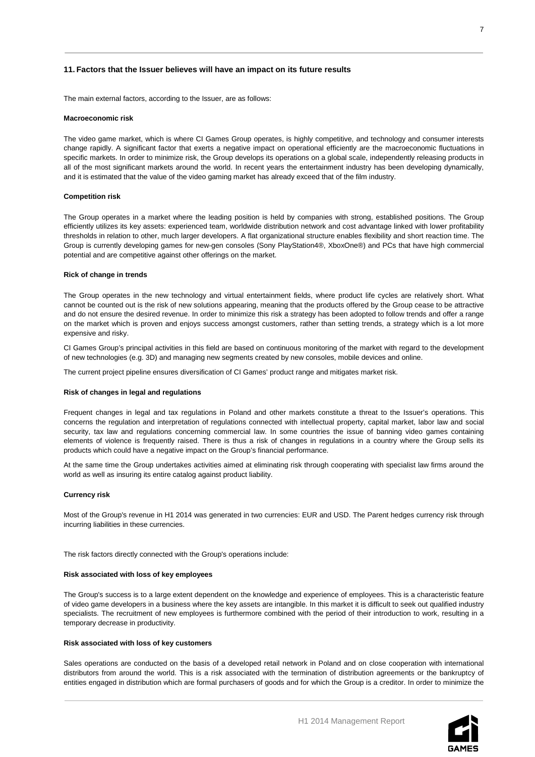## 11. Factors that the Issuer believes will have an impact on its future results

The main external factors, according to the Issuer, are as follows:

**Macroeconomic risk**

The video game market, which is where CI Games Group operates, is highly competitive, and technology and consumer interests change rapidly. A significant factor that exerts a negative impact on operational efficiently are the macroeconomic fluctuations in specific markets. In order to minimize risk, the Group develops its operations on a global scale, independently releasing products in all of the most significant markets around the world. In recent years the entertainment industry has been developing dynamically, and it is estimated that the value of the video gaming market has already exceed that of the film industry.

**Competition risk**

The Group operates in a market where the leading position is held by companies with strong, established positions. The Group efficiently utilizes its key assets: experienced team, worldwide distribution network and cost advantage linked with lower profitability thresholds in relation to other, much larger developers. A flat organizational structure enables flexibility and short reaction time. The Group is currently developing games for new-gen consoles (Sony PlayStation4®, XboxOne®) and PCs that have high commercial potential and are competitive against other offerings on the market.

**Rick of change in trends**

The Group operates in the new technology and virtual entertainment fields, where product life cycles are relatively short. What cannot be counted out is the risk of new solutions appearing, meaning that the products offered by the Group cease to be attractive and do not ensure the desired revenue. In order to minimize this risk a strategy has been adopted to follow trends and offer a range on the market which is proven and enjoys success amongst customers, rather than setting trends, a strategy which is a lot more expensive and risky.

CI Games Group's principal activities in this field are based on continuous monitoring of the market with regard to the development of new technologies (e.g. 3D) and managing new segments created by new consoles, mobile devices and online.

The current project pipeline ensures diversification of CI Games' product range and mitigates market risk.

**Risk of changes in legal and regulations**

Frequent changes in legal and tax regulations in Poland and other markets constitute a threat to the Issuer's operations. This concerns the regulation and interpretation of regulations connected with intellectual property, capital market, labor law and social security, tax law and regulations concerning commercial law. In some countries the issue of banning video games containing elements of violence is frequently raised. There is thus a risk of changes in regulations in a country where the Group sells its products which could have a negative impact on the Group's financial performance.

At the same time the Group undertakes activities aimed at eliminating risk through cooperating with specialist law firms around the world as well as insuring its entire catalog against product liability.

**Currency risk**

Most of the Group's revenue in H1 2014 was generated in two currencies: EUR and USD. The Parent hedges currency risk through incurring liabilities in these currencies.

The risk factors directly connected with the Group's operations include:

**Risk associated with loss of key employees**

The Group's success is to a large extent dependent on the knowledge and experience of employees. This is a characteristic feature of video game developers in a business where the key assets are intangible. In this market it is difficult to seek out qualified industry specialists. The recruitment of new employees is furthermore combined with the period of their introduction to work, resulting in a temporary decrease in productivity.

**Risk associated with loss of key customers**

Sales operations are conducted on the basis of a developed retail network in Poland and on close cooperation with international distributors from around the world. This is a risk associated with the termination of distribution agreements or the bankruptcy of entities engaged in distribution which are formal purchasers of goods and for which the Group is a creditor. In order to minimize the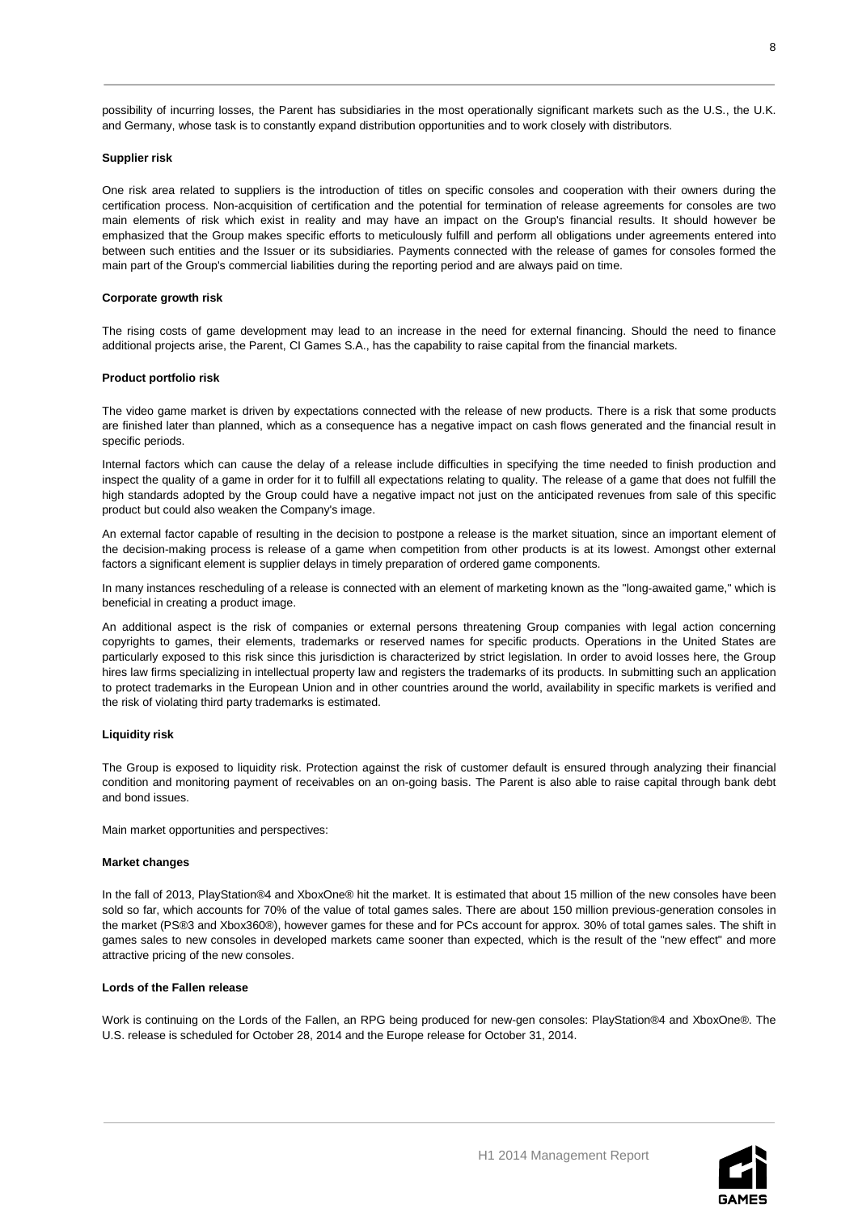possibility of incurring losses, the Parent has subsidiaries in the most operationally significant markets such as the U.S., the U.K. and Germany, whose task is to constantly expand distribution opportunities and to work closely with distributors.

**Supplier risk**

One risk area related to suppliers is the introduction of titles on specific consoles and cooperation with their owners during the certification process. Non-acquisition of certification and the potential for termination of release agreements for consoles are two main elements of risk which exist in reality and may have an impact on the Group's financial results. It should however be emphasized that the Group makes specific efforts to meticulously fulfill and perform all obligations under agreements entered into between such entities and the Issuer or its subsidiaries. Payments connected with the release of games for consoles formed the main part of the Group's commercial liabilities during the reporting period and are always paid on time.

**Corporate growth risk**

The rising costs of game development may lead to an increase in the need for external financing. Should the need to finance additional projects arise, the Parent, CI Games S.A., has the capability to raise capital from the financial markets.

**Product portfolio risk**

The video game market is driven by expectations connected with the release of new products. There is a risk that some products are finished later than planned, which as a consequence has a negative impact on cash flows generated and the financial result in specific periods.

Internal factors which can cause the delay of a release include difficulties in specifying the time needed to finish production and inspect the quality of a game in order for it to fulfill all expectations relating to quality. The release of a game that does not fulfill the high standards adopted by the Group could have a negative impact not just on the anticipated revenues from sale of this specific product but could also weaken the Company's image.

An external factor capable of resulting in the decision to postpone a release is the market situation, since an important element of the decision-making process is release of a game when competition from other products is at its lowest. Amongst other external factors a significant element is supplier delays in timely preparation of ordered game components.

In many instances rescheduling of a release is connected with an element of marketing known as the "long-awaited game," which is beneficial in creating a product image.

An additional aspect is the risk of companies or external persons threatening Group companies with legal action concerning copyrights to games, their elements, trademarks or reserved names for specific products. Operations in the United States are particularly exposed to this risk since this jurisdiction is characterized by strict legislation. In order to avoid losses here, the Group hires law firms specializing in intellectual property law and registers the trademarks of its products. In submitting such an application to protect trademarks in the European Union and in other countries around the world, availability in specific markets is verified and the risk of violating third party trademarks is estimated.

**Liquidity risk**

The Group is exposed to liquidity risk. Protection against the risk of customer default is ensured through analyzing their financial condition and monitoring payment of receivables on an on-going basis. The Parent is also able to raise capital through bank debt and bond issues.

Main market opportunities and perspectives:

**Market changes**

In the fall of 2013, PlayStation®4 and XboxOne® hit the market. It is estimated that about 15 million of the new consoles have been sold so far, which accounts for 70% of the value of total games sales. There are about 150 million previous-generation consoles in the market (PS®3 and Xbox360®), however games for these and for PCs account for approx. 30% of total games sales. The shift in games sales to new consoles in developed markets came sooner than expected, which is the result of the "new effect" and more attractive pricing of the new consoles.

**Lords of the Fallen release**

Work is continuing on the Lords of the Fallen, an RPG being produced for new-gen consoles: PlayStation®4 and XboxOne®. The U.S. release is scheduled for October 28, 2014 and the Europe release for October 31, 2014.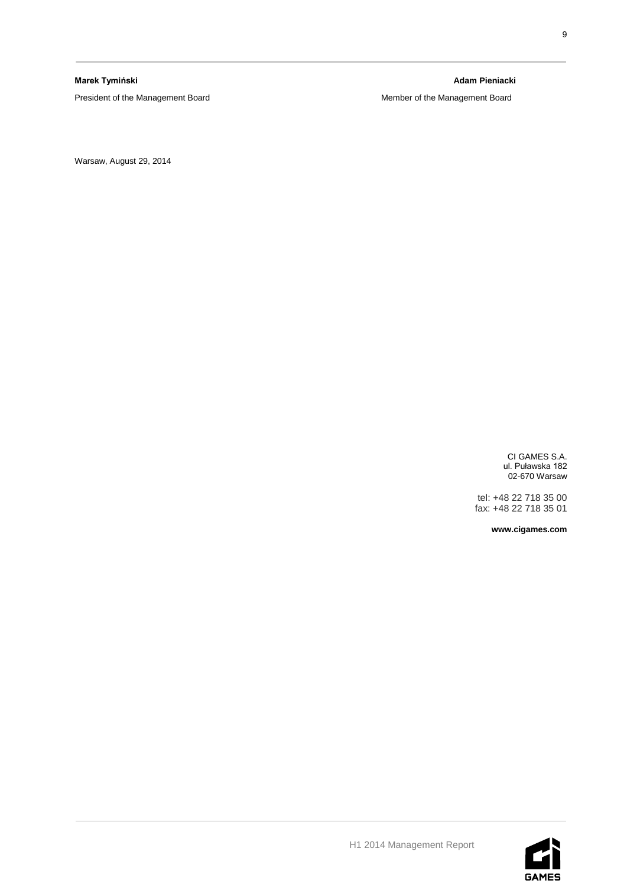**Marek Tymiński**

President of the Management Board

**Adam Pieniacki**

Member of the Management Board

Warsaw, August 29, 2014

CI GAMES S.A.
ul. Puławska 182
02-670 Warsaw

tel: +48 22 718 35 00
fax: +48 22 718 35 01

**www.cigames.com**